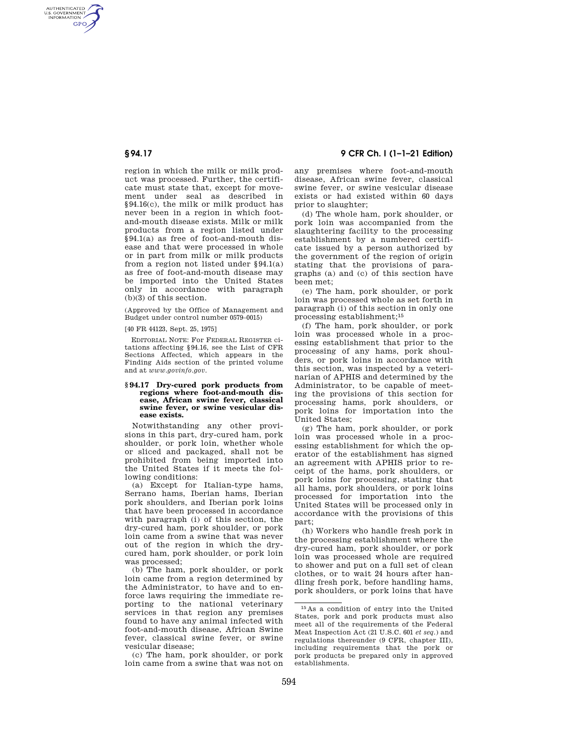region in which the milk or milk product was processed. Further, the certificate must state that, except for movement under seal as described in §94.16(c), the milk or milk product has never been in a region in which foot-and-mouth disease exists. Milk or milk products from a region listed under §94.1(a) as free of foot-and-mouth disease and that were processed in whole or in part from milk or milk products from a region not listed under §94.1(a) as free of foot-and-mouth disease may be imported into the United States only in accordance with paragraph (b)(3) of this section.

(Approved by the Office of Management and Budget under control number 0579–0015)

[40 FR 44123, Sept. 25, 1975]

EDITORIAL NOTE: For FEDERAL REGISTER citations affecting §94.16, see the List of CFR Sections Affected, which appears in the Finding Aids section of the printed volume and at *www.govinfo.gov*.

## §94.17 Dry-cured pork products from regions where foot-and-mouth disease, African swine fever, classical swine fever, or swine vesicular disease exists.

Notwithstanding any other provisions in this part, dry-cured ham, pork shoulder, or pork loin, whether whole or sliced and packaged, shall not be prohibited from being imported into the United States if it meets the following conditions:

(a) Except for Italian-type hams, Serrano hams, Iberian hams, Iberian pork shoulders, and Iberian pork loins that have been processed in accordance with paragraph (i) of this section, the dry-cured ham, pork shoulder, or pork loin came from a swine that was never out of the region in which the dry-cured ham, pork shoulder, or pork loin was processed;

(b) The ham, pork shoulder, or pork loin came from a region determined by the Administrator, to have and to enforce laws requiring the immediate reporting to the national veterinary services in that region any premises found to have any animal infected with foot-and-mouth disease, African Swine fever, classical swine fever, or swine vesicular disease;

(c) The ham, pork shoulder, or pork loin came from a swine that was not on any premises where foot-and-mouth disease, African swine fever, classical swine fever, or swine vesicular disease exists or had existed within 60 days prior to slaughter;

(d) The whole ham, pork shoulder, or pork loin was accompanied from the slaughtering facility to the processing establishment by a numbered certificate issued by a person authorized by the government of the region of origin stating that the provisions of paragraphs (a) and (c) of this section have been met;

(e) The ham, pork shoulder, or pork loin was processed whole as set forth in paragraph (i) of this section in only one processing establishment;[15]

(f) The ham, pork shoulder, or pork loin was processed whole in a processing establishment that prior to the processing of any hams, pork shoulders, or pork loins in accordance with this section, was inspected by a veterinarian of APHIS and determined by the Administrator, to be capable of meeting the provisions of this section for processing hams, pork shoulders, or pork loins for importation into the United States;

(g) The ham, pork shoulder, or pork loin was processed whole in a processing establishment for which the operator of the establishment has signed an agreement with APHIS prior to receipt of the hams, pork shoulders, or pork loins for processing, stating that all hams, pork shoulders, or pork loins processed for importation into the United States will be processed only in accordance with the provisions of this part;

(h) Workers who handle fresh pork in the processing establishment where the dry-cured ham, pork shoulder, or pork loin was processed whole are required to shower and put on a full set of clean clothes, or to wait 24 hours after handling fresh pork, before handling hams, pork shoulders, or pork loins that have

[15] As a condition of entry into the United States, pork and pork products must also meet all of the requirements of the Federal Meat Inspection Act (21 U.S.C. 601 *et seq.*) and regulations thereunder (9 CFR, chapter III), including requirements that the pork or pork products be prepared only in approved establishments.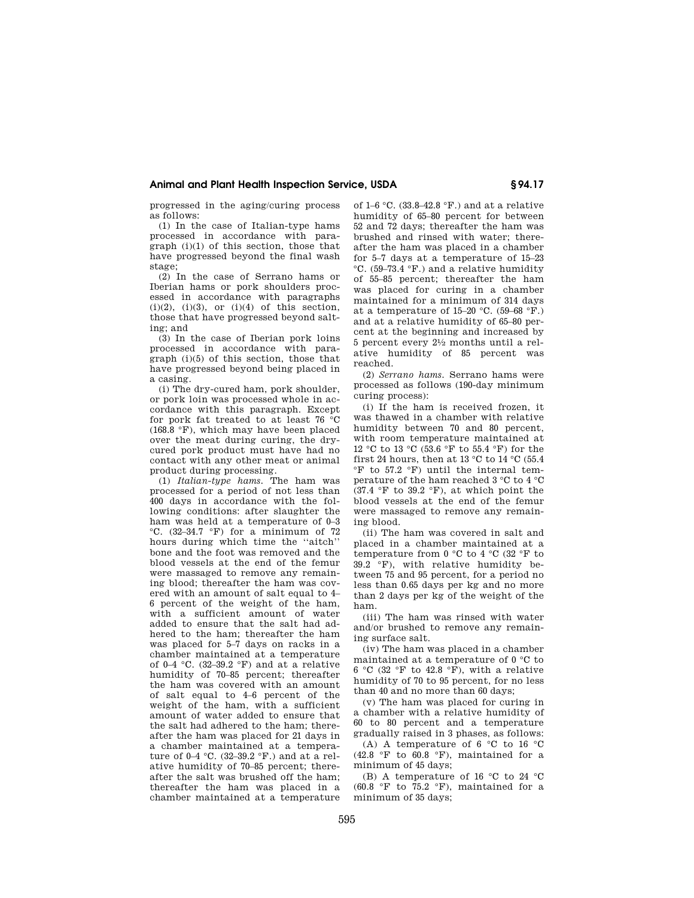progressed in the aging/curing process as follows:

(1) In the case of Italian-type hams processed in accordance with paragraph (i)(1) of this section, those that have progressed beyond the final wash stage;

(2) In the case of Serrano hams or Iberian hams or pork shoulders processed in accordance with paragraphs (i)(2), (i)(3), or (i)(4) of this section, those that have progressed beyond salting; and

(3) In the case of Iberian pork loins processed in accordance with paragraph (i)(5) of this section, those that have progressed beyond being placed in a casing.

(i) The dry-cured ham, pork shoulder, or pork loin was processed whole in accordance with this paragraph. Except for pork fat treated to at least 76 °C (168.8 °F), which may have been placed over the meat during curing, the dry-cured pork product must have had no contact with any other meat or animal product during processing.

(1) *Italian-type hams.* The ham was processed for a period of not less than 400 days in accordance with the following conditions: after slaughter the ham was held at a temperature of 0–3 °C. (32–34.7 °F) for a minimum of 72 hours during which time the ''aitch'' bone and the foot was removed and the blood vessels at the end of the femur were massaged to remove any remaining blood; thereafter the ham was covered with an amount of salt equal to 4–6 percent of the weight of the ham, with a sufficient amount of water added to ensure that the salt had adhered to the ham; thereafter the ham was placed for 5–7 days on racks in a chamber maintained at a temperature of 0–4 °C. (32–39.2 °F) and at a relative humidity of 70–85 percent; thereafter the ham was covered with an amount of salt equal to 4–6 percent of the weight of the ham, with a sufficient amount of water added to ensure that the salt had adhered to the ham; thereafter the ham was placed for 21 days in a chamber maintained at a temperature of 0–4 °C. (32–39.2 °F.) and at a relative humidity of 70–85 percent; thereafter the salt was brushed off the ham; thereafter the ham was placed in a chamber maintained at a temperature of 1–6 °C. (33.8–42.8 °F.) and at a relative humidity of 65–80 percent for between 52 and 72 days; thereafter the ham was brushed and rinsed with water; thereafter the ham was placed in a chamber for 5–7 days at a temperature of 15–23 °C. (59–73.4 °F.) and a relative humidity of 55–85 percent; thereafter the ham was placed for curing in a chamber maintained for a minimum of 314 days at a temperature of 15–20 °C. (59–68 °F.) and at a relative humidity of 65–80 percent at the beginning and increased by 5 percent every 2½ months until a relative humidity of 85 percent was reached.

(2) *Serrano hams.* Serrano hams were processed as follows (190-day minimum curing process):

(i) If the ham is received frozen, it was thawed in a chamber with relative humidity between 70 and 80 percent, with room temperature maintained at 12 °C to 13 °C (53.6 °F to 55.4 °F) for the first 24 hours, then at 13 °C to 14 °C (55.4 °F to 57.2 °F) until the internal temperature of the ham reached 3 °C to 4 °C (37.4 °F to 39.2 °F), at which point the blood vessels at the end of the femur were massaged to remove any remaining blood.

(ii) The ham was covered in salt and placed in a chamber maintained at a temperature from 0 °C to 4 °C (32 °F to 39.2 °F), with relative humidity between 75 and 95 percent, for a period no less than 0.65 days per kg and no more than 2 days per kg of the weight of the ham.

(iii) The ham was rinsed with water and/or brushed to remove any remaining surface salt.

(iv) The ham was placed in a chamber maintained at a temperature of 0 °C to 6 °C (32 °F to 42.8 °F), with a relative humidity of 70 to 95 percent, for no less than 40 and no more than 60 days;

(v) The ham was placed for curing in a chamber with a relative humidity of 60 to 80 percent and a temperature gradually raised in 3 phases, as follows:

(A) A temperature of 6 °C to 16 °C (42.8 °F to 60.8 °F), maintained for a minimum of 45 days;

(B) A temperature of 16 °C to 24 °C (60.8 °F to 75.2 °F), maintained for a minimum of 35 days;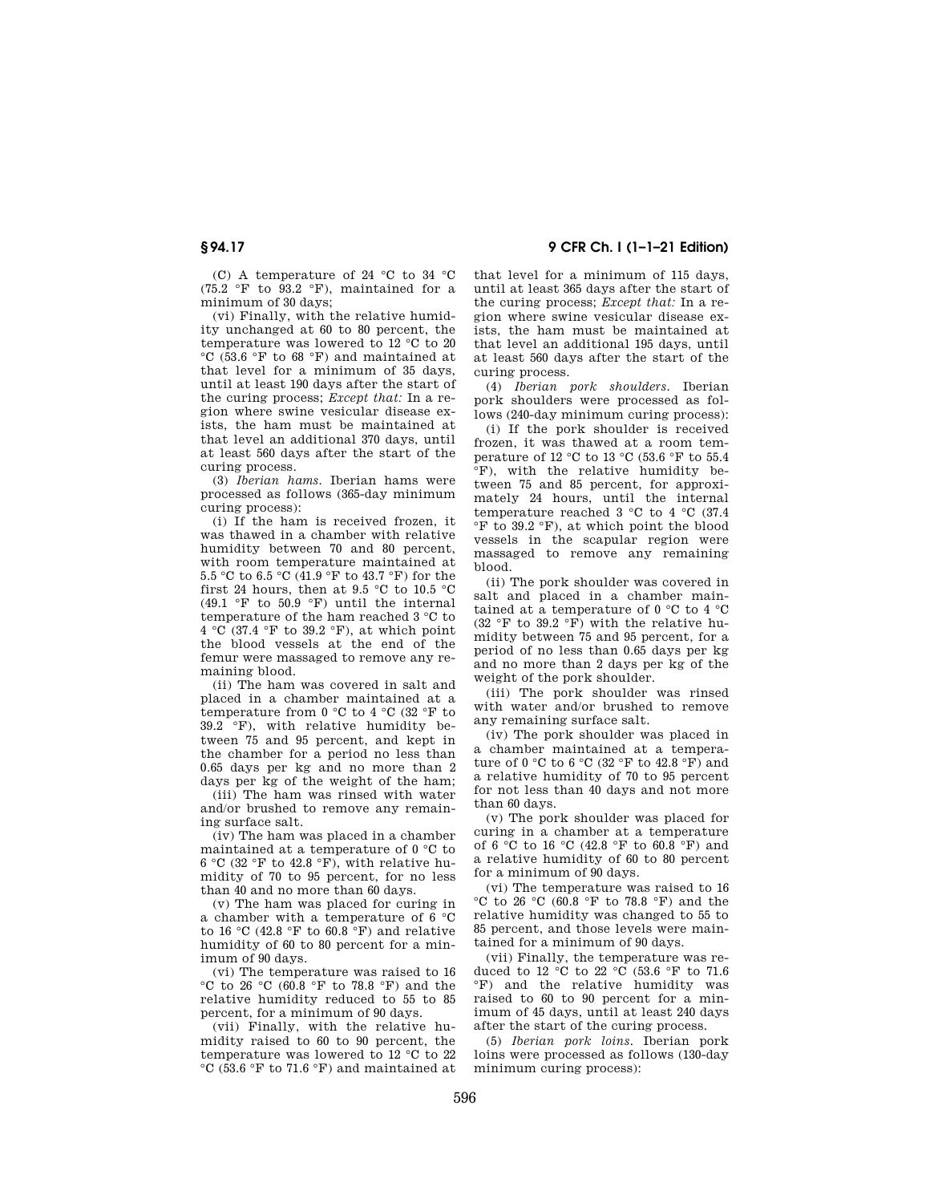(C) A temperature of 24 °C to 34 °C (75.2 °F to 93.2 °F), maintained for a minimum of 30 days;

(vi) Finally, with the relative humidity unchanged at 60 to 80 percent, the temperature was lowered to 12 °C to 20 °C (53.6 °F to 68 °F) and maintained at that level for a minimum of 35 days, until at least 190 days after the start of the curing process; *Except that:* In a region where swine vesicular disease exists, the ham must be maintained at that level an additional 370 days, until at least 560 days after the start of the curing process.

(3) *Iberian hams.* Iberian hams were processed as follows (365-day minimum curing process):

(i) If the ham is received frozen, it was thawed in a chamber with relative humidity between 70 and 80 percent, with room temperature maintained at 5.5 °C to 6.5 °C (41.9 °F to 43.7 °F) for the first 24 hours, then at 9.5 °C to 10.5 °C (49.1 °F to 50.9 °F) until the internal temperature of the ham reached 3 °C to 4 °C (37.4 °F to 39.2 °F), at which point the blood vessels at the end of the femur were massaged to remove any remaining blood.

(ii) The ham was covered in salt and placed in a chamber maintained at a temperature from 0 °C to 4 °C (32 °F to 39.2 °F), with relative humidity between 75 and 95 percent, and kept in the chamber for a period no less than 0.65 days per kg and no more than 2 days per kg of the weight of the ham;

(iii) The ham was rinsed with water and/or brushed to remove any remaining surface salt.

(iv) The ham was placed in a chamber maintained at a temperature of 0 °C to 6 °C (32 °F to 42.8 °F), with relative humidity of 70 to 95 percent, for no less than 40 and no more than 60 days.

(v) The ham was placed for curing in a chamber with a temperature of 6 °C to 16 °C (42.8 °F to 60.8 °F) and relative humidity of 60 to 80 percent for a minimum of 90 days.

(vi) The temperature was raised to 16 °C to 26 °C (60.8 °F to 78.8 °F) and the relative humidity reduced to 55 to 85 percent, for a minimum of 90 days.

(vii) Finally, with the relative humidity raised to 60 to 90 percent, the temperature was lowered to 12 °C to 22 °C (53.6 °F to 71.6 °F) and maintained at that level for a minimum of 115 days, until at least 365 days after the start of the curing process; *Except that:* In a region where swine vesicular disease exists, the ham must be maintained at that level an additional 195 days, until at least 560 days after the start of the curing process.

(4) *Iberian pork shoulders.* Iberian pork shoulders were processed as follows (240-day minimum curing process):

(i) If the pork shoulder is received frozen, it was thawed at a room temperature of 12 °C to 13 °C (53.6 °F to 55.4 °F), with the relative humidity between 75 and 85 percent, for approximately 24 hours, until the internal temperature reached 3 °C to 4 °C (37.4 °F to 39.2 °F), at which point the blood vessels in the scapular region were massaged to remove any remaining blood.

(ii) The pork shoulder was covered in salt and placed in a chamber maintained at a temperature of 0 °C to 4 °C (32 °F to 39.2 °F) with the relative humidity between 75 and 95 percent, for a period of no less than 0.65 days per kg and no more than 2 days per kg of the weight of the pork shoulder.

(iii) The pork shoulder was rinsed with water and/or brushed to remove any remaining surface salt.

(iv) The pork shoulder was placed in a chamber maintained at a temperature of 0 °C to 6 °C (32 °F to 42.8 °F) and a relative humidity of 70 to 95 percent for not less than 40 days and not more than 60 days.

(v) The pork shoulder was placed for curing in a chamber at a temperature of 6 °C to 16 °C (42.8 °F to 60.8 °F) and a relative humidity of 60 to 80 percent for a minimum of 90 days.

(vi) The temperature was raised to 16 °C to 26 °C (60.8 °F to 78.8 °F) and the relative humidity was changed to 55 to 85 percent, and those levels were maintained for a minimum of 90 days.

(vii) Finally, the temperature was reduced to 12 °C to 22 °C (53.6 °F to 71.6 °F) and the relative humidity was raised to 60 to 90 percent for a minimum of 45 days, until at least 240 days after the start of the curing process.

(5) *Iberian pork loins.* Iberian pork loins were processed as follows (130-day minimum curing process):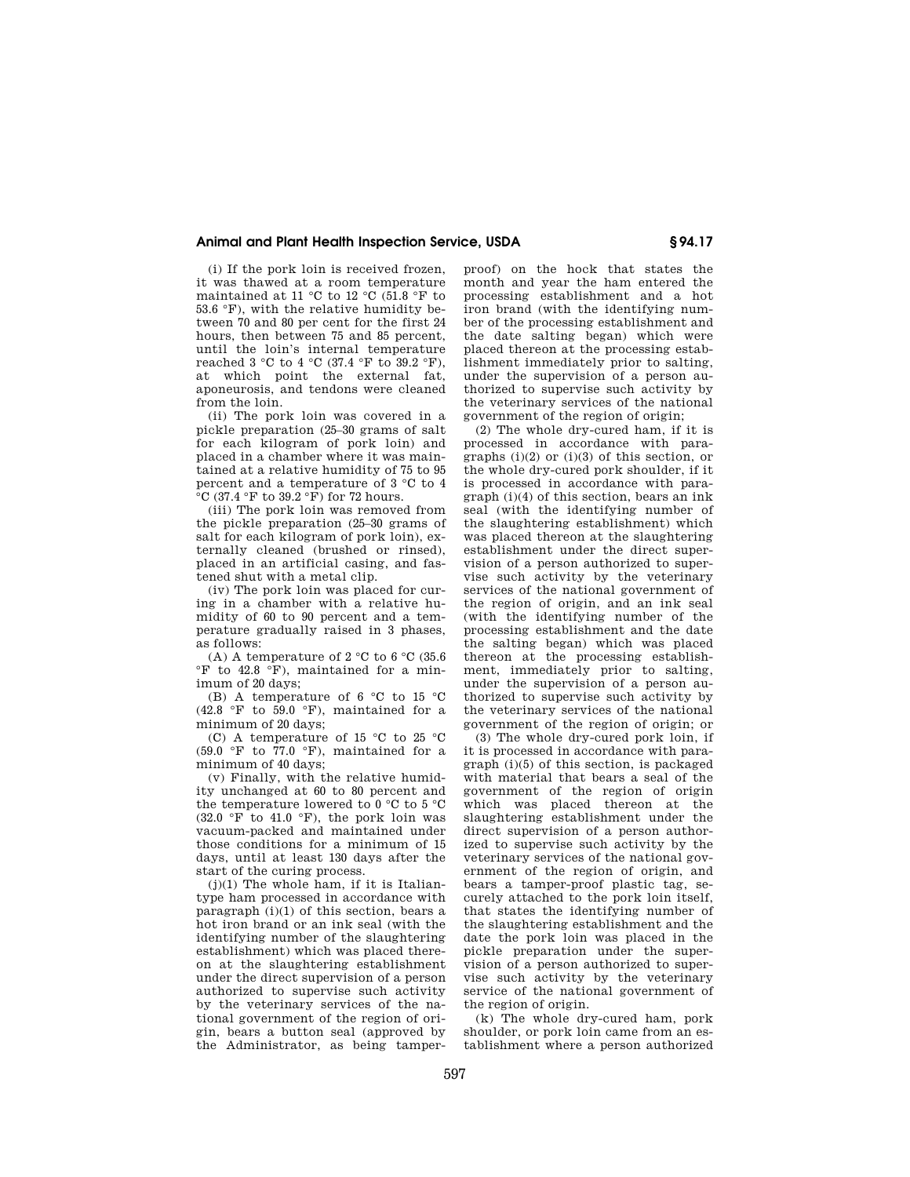(i) If the pork loin is received frozen, it was thawed at a room temperature maintained at 11 °C to 12 °C (51.8 °F to 53.6 °F), with the relative humidity between 70 and 80 per cent for the first 24 hours, then between 75 and 85 percent, until the loin's internal temperature reached 3 °C to 4 °C (37.4 °F to 39.2 °F), at which point the external fat, aponeurosis, and tendons were cleaned from the loin.

(ii) The pork loin was covered in a pickle preparation (25–30 grams of salt for each kilogram of pork loin) and placed in a chamber where it was maintained at a relative humidity of 75 to 95 percent and a temperature of 3 °C to 4 °C (37.4 °F to 39.2 °F) for 72 hours.

(iii) The pork loin was removed from the pickle preparation (25–30 grams of salt for each kilogram of pork loin), externally cleaned (brushed or rinsed), placed in an artificial casing, and fastened shut with a metal clip.

(iv) The pork loin was placed for curing in a chamber with a relative humidity of 60 to 90 percent and a temperature gradually raised in 3 phases, as follows:

(A) A temperature of 2 °C to 6 °C (35.6 °F to 42.8 °F), maintained for a minimum of 20 days;

(B) A temperature of 6 °C to 15 °C (42.8 °F to 59.0 °F), maintained for a minimum of 20 days;

(C) A temperature of 15 °C to 25 °C (59.0 °F to 77.0 °F), maintained for a minimum of 40 days;

(v) Finally, with the relative humidity unchanged at 60 to 80 percent and the temperature lowered to 0 °C to 5 °C (32.0 °F to 41.0 °F), the pork loin was vacuum-packed and maintained under those conditions for a minimum of 15 days, until at least 130 days after the start of the curing process.

(j)(1) The whole ham, if it is Italian-type ham processed in accordance with paragraph (i)(1) of this section, bears a hot iron brand or an ink seal (with the identifying number of the slaughtering establishment) which was placed thereon at the slaughtering establishment under the direct supervision of a person authorized to supervise such activity by the veterinary services of the national government of the region of origin, bears a button seal (approved by the Administrator, as being tamper-proof) on the hock that states the month and year the ham entered the processing establishment and a hot iron brand (with the identifying number of the processing establishment and the date salting began) which were placed thereon at the processing establishment immediately prior to salting, under the supervision of a person authorized to supervise such activity by the veterinary services of the national government of the region of origin;

(2) The whole dry-cured ham, if it is processed in accordance with paragraphs (i)(2) or (i)(3) of this section, or the whole dry-cured pork shoulder, if it is processed in accordance with paragraph (i)(4) of this section, bears an ink seal (with the identifying number of the slaughtering establishment) which was placed thereon at the slaughtering establishment under the direct supervision of a person authorized to supervise such activity by the veterinary services of the national government of the region of origin, and an ink seal (with the identifying number of the processing establishment and the date the salting began) which was placed thereon at the processing establishment, immediately prior to salting, under the supervision of a person authorized to supervise such activity by the veterinary services of the national government of the region of origin; or

(3) The whole dry-cured pork loin, if it is processed in accordance with paragraph (i)(5) of this section, is packaged with material that bears a seal of the government of the region of origin which was placed thereon at the slaughtering establishment under the direct supervision of a person authorized to supervise such activity by the veterinary services of the national government of the region of origin, and bears a tamper-proof plastic tag, securely attached to the pork loin itself, that states the identifying number of the slaughtering establishment and the date the pork loin was placed in the pickle preparation under the supervision of a person authorized to supervise such activity by the veterinary service of the national government of the region of origin.

(k) The whole dry-cured ham, pork shoulder, or pork loin came from an establishment where a person authorized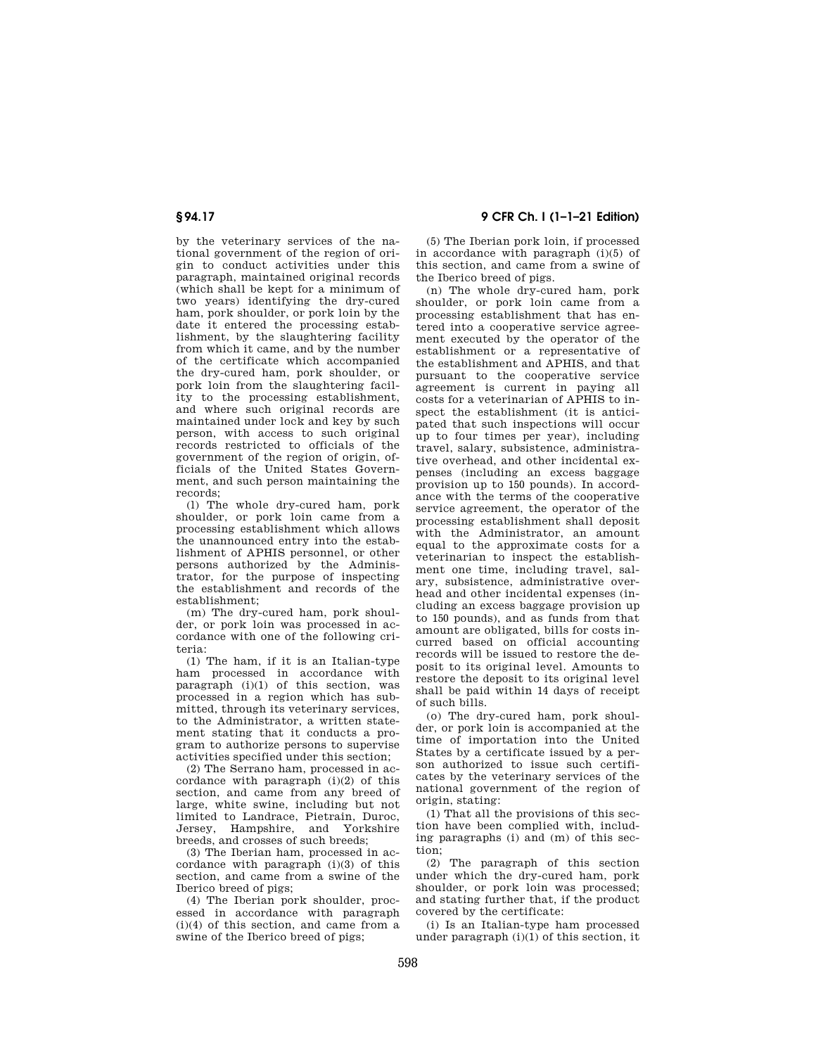by the veterinary services of the national government of the region of origin to conduct activities under this paragraph, maintained original records (which shall be kept for a minimum of two years) identifying the dry-cured ham, pork shoulder, or pork loin by the date it entered the processing establishment, by the slaughtering facility from which it came, and by the number of the certificate which accompanied the dry-cured ham, pork shoulder, or pork loin from the slaughtering facility to the processing establishment, and where such original records are maintained under lock and key by such person, with access to such original records restricted to officials of the government of the region of origin, officials of the United States Government, and such person maintaining the records;

(l) The whole dry-cured ham, pork shoulder, or pork loin came from a processing establishment which allows the unannounced entry into the establishment of APHIS personnel, or other persons authorized by the Administrator, for the purpose of inspecting the establishment and records of the establishment;

(m) The dry-cured ham, pork shoulder, or pork loin was processed in accordance with one of the following criteria:

(1) The ham, if it is an Italian-type ham processed in accordance with paragraph (i)(1) of this section, was processed in a region which has submitted, through its veterinary services, to the Administrator, a written statement stating that it conducts a program to authorize persons to supervise activities specified under this section;

(2) The Serrano ham, processed in accordance with paragraph (i)(2) of this section, and came from any breed of large, white swine, including but not limited to Landrace, Pietrain, Duroc, Jersey, Hampshire, and Yorkshire breeds, and crosses of such breeds;

(3) The Iberian ham, processed in accordance with paragraph (i)(3) of this section, and came from a swine of the Iberico breed of pigs;

(4) The Iberian pork shoulder, processed in accordance with paragraph (i)(4) of this section, and came from a swine of the Iberico breed of pigs;

(5) The Iberian pork loin, if processed in accordance with paragraph (i)(5) of this section, and came from a swine of the Iberico breed of pigs.

(n) The whole dry-cured ham, pork shoulder, or pork loin came from a processing establishment that has entered into a cooperative service agreement executed by the operator of the establishment or a representative of the establishment and APHIS, and that pursuant to the cooperative service agreement is current in paying all costs for a veterinarian of APHIS to inspect the establishment (it is anticipated that such inspections will occur up to four times per year), including travel, salary, subsistence, administrative overhead, and other incidental expenses (including an excess baggage provision up to 150 pounds). In accordance with the terms of the cooperative service agreement, the operator of the processing establishment shall deposit with the Administrator, an amount equal to the approximate costs for a veterinarian to inspect the establishment one time, including travel, salary, subsistence, administrative overhead and other incidental expenses (including an excess baggage provision up to 150 pounds), and as funds from that amount are obligated, bills for costs incurred based on official accounting records will be issued to restore the deposit to its original level. Amounts to restore the deposit to its original level shall be paid within 14 days of receipt of such bills.

(o) The dry-cured ham, pork shoulder, or pork loin is accompanied at the time of importation into the United States by a certificate issued by a person authorized to issue such certificates by the veterinary services of the national government of the region of origin, stating:

(1) That all the provisions of this section have been complied with, including paragraphs (i) and (m) of this section;

(2) The paragraph of this section under which the dry-cured ham, pork shoulder, or pork loin was processed; and stating further that, if the product covered by the certificate:

(i) Is an Italian-type ham processed under paragraph (i)(1) of this section, it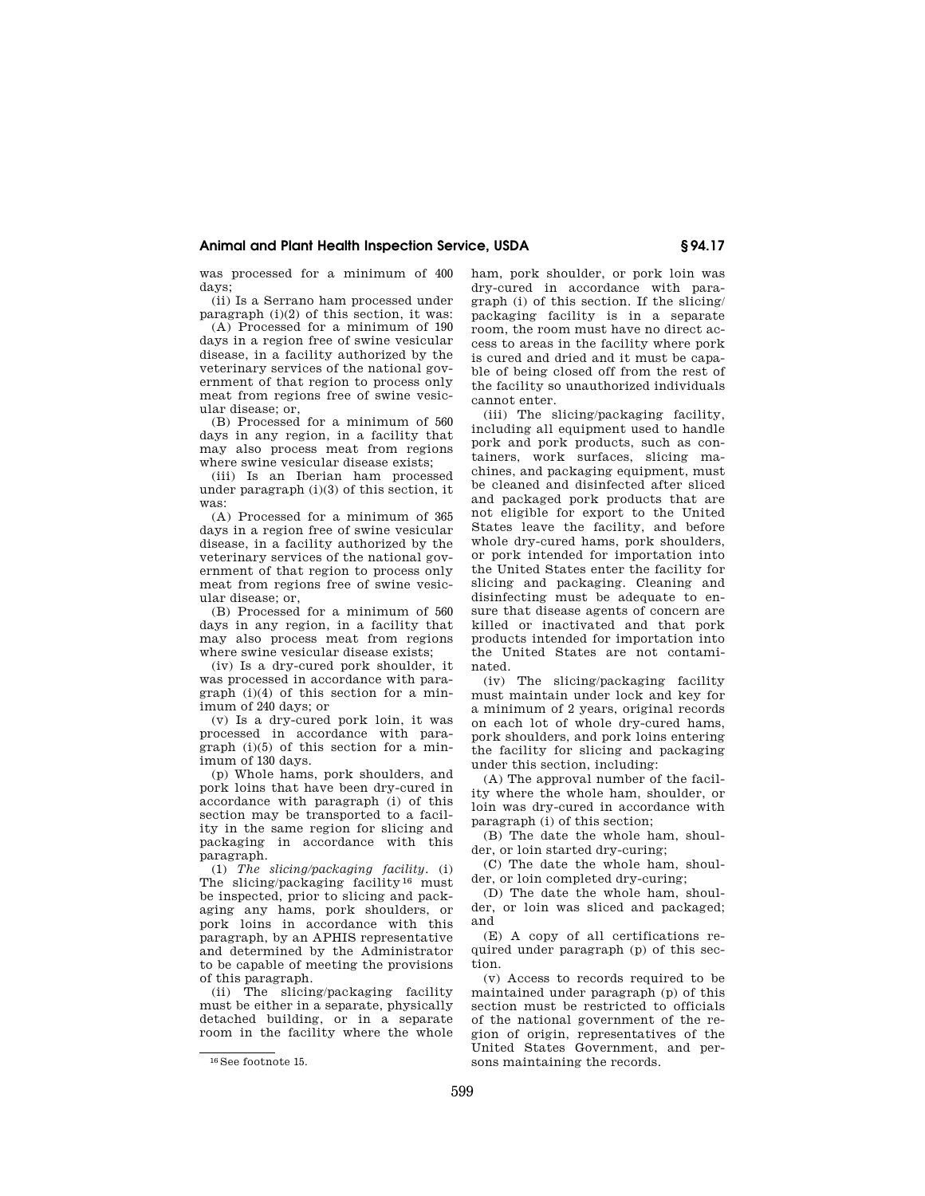was processed for a minimum of 400 days;

(ii) Is a Serrano ham processed under paragraph (i)(2) of this section, it was:

(A) Processed for a minimum of 190 days in a region free of swine vesicular disease, in a facility authorized by the veterinary services of the national government of that region to process only meat from regions free of swine vesicular disease; or,

(B) Processed for a minimum of 560 days in any region, in a facility that may also process meat from regions where swine vesicular disease exists;

(iii) Is an Iberian ham processed under paragraph (i)(3) of this section, it was:

(A) Processed for a minimum of 365 days in a region free of swine vesicular disease, in a facility authorized by the veterinary services of the national government of that region to process only meat from regions free of swine vesicular disease; or,

(B) Processed for a minimum of 560 days in any region, in a facility that may also process meat from regions where swine vesicular disease exists;

(iv) Is a dry-cured pork shoulder, it was processed in accordance with paragraph (i)(4) of this section for a minimum of 240 days; or

(v) Is a dry-cured pork loin, it was processed in accordance with paragraph (i)(5) of this section for a minimum of 130 days.

(p) Whole hams, pork shoulders, and pork loins that have been dry-cured in accordance with paragraph (i) of this section may be transported to a facility in the same region for slicing and packaging in accordance with this paragraph.

(1) *The slicing/packaging facility.* (i) The slicing/packaging facility[16] must be inspected, prior to slicing and packaging any hams, pork shoulders, or pork loins in accordance with this paragraph, by an APHIS representative and determined by the Administrator to be capable of meeting the provisions of this paragraph.

(ii) The slicing/packaging facility must be either in a separate, physically detached building, or in a separate room in the facility where the whole ham, pork shoulder, or pork loin was dry-cured in accordance with paragraph (i) of this section. If the slicing/packaging facility is in a separate room, the room must have no direct access to areas in the facility where pork is cured and dried and it must be capable of being closed off from the rest of the facility so unauthorized individuals cannot enter.

(iii) The slicing/packaging facility, including all equipment used to handle pork and pork products, such as containers, work surfaces, slicing machines, and packaging equipment, must be cleaned and disinfected after sliced and packaged pork products that are not eligible for export to the United States leave the facility, and before whole dry-cured hams, pork shoulders, or pork intended for importation into the United States enter the facility for slicing and packaging. Cleaning and disinfecting must be adequate to ensure that disease agents of concern are killed or inactivated and that pork products intended for importation into the United States are not contaminated.

(iv) The slicing/packaging facility must maintain under lock and key for a minimum of 2 years, original records on each lot of whole dry-cured hams, pork shoulders, and pork loins entering the facility for slicing and packaging under this section, including:

(A) The approval number of the facility where the whole ham, shoulder, or loin was dry-cured in accordance with paragraph (i) of this section;

(B) The date the whole ham, shoulder, or loin started dry-curing;

(C) The date the whole ham, shoulder, or loin completed dry-curing;

(D) The date the whole ham, shoulder, or loin was sliced and packaged; and

(E) A copy of all certifications required under paragraph (p) of this section.

(v) Access to records required to be maintained under paragraph (p) of this section must be restricted to officials of the national government of the region of origin, representatives of the United States Government, and persons maintaining the records.

[16] See footnote 15.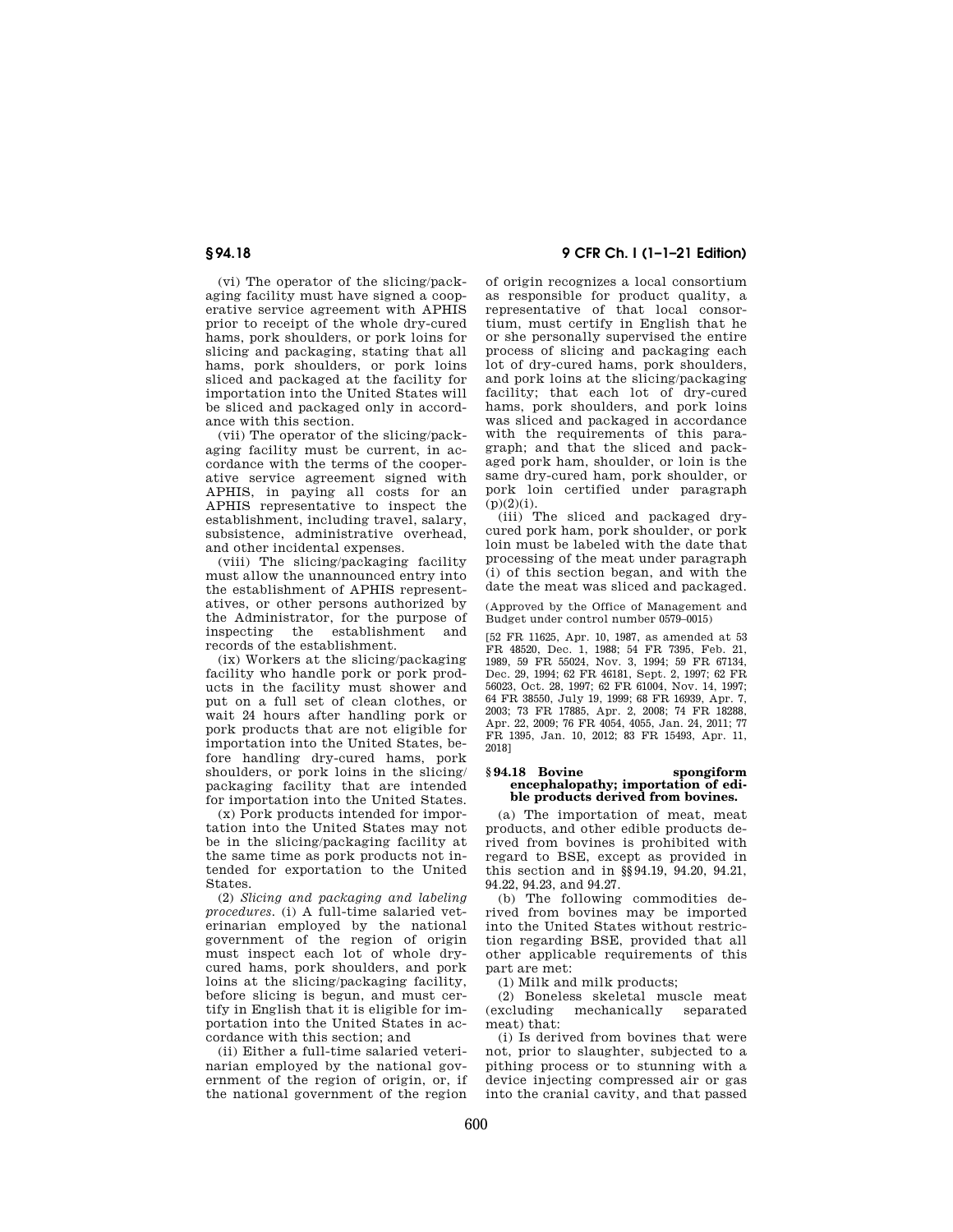(vi) The operator of the slicing/packaging facility must have signed a cooperative service agreement with APHIS prior to receipt of the whole dry-cured hams, pork shoulders, or pork loins for slicing and packaging, stating that all hams, pork shoulders, or pork loins sliced and packaged at the facility for importation into the United States will be sliced and packaged only in accordance with this section.

(vii) The operator of the slicing/packaging facility must be current, in accordance with the terms of the cooperative service agreement signed with APHIS, in paying all costs for an APHIS representative to inspect the establishment, including travel, salary, subsistence, administrative overhead, and other incidental expenses.

(viii) The slicing/packaging facility must allow the unannounced entry into the establishment of APHIS representatives, or other persons authorized by the Administrator, for the purpose of inspecting the establishment and records of the establishment.

(ix) Workers at the slicing/packaging facility who handle pork or pork products in the facility must shower and put on a full set of clean clothes, or wait 24 hours after handling pork or pork products that are not eligible for importation into the United States, before handling dry-cured hams, pork shoulders, or pork loins in the slicing/packaging facility that are intended for importation into the United States.

(x) Pork products intended for importation into the United States may not be in the slicing/packaging facility at the same time as pork products not intended for exportation to the United States.

(2) *Slicing and packaging and labeling procedures.* (i) A full-time salaried veterinarian employed by the national government of the region of origin must inspect each lot of whole dry-cured hams, pork shoulders, and pork loins at the slicing/packaging facility, before slicing is begun, and must certify in English that it is eligible for importation into the United States in accordance with this section; and

(ii) Either a full-time salaried veterinarian employed by the national government of the region of origin, or, if the national government of the region of origin recognizes a local consortium as responsible for product quality, a representative of that local consortium, must certify in English that he or she personally supervised the entire process of slicing and packaging each lot of dry-cured hams, pork shoulders, and pork loins at the slicing/packaging facility; that each lot of dry-cured hams, pork shoulders, and pork loins was sliced and packaged in accordance with the requirements of this paragraph; and that the sliced and packaged pork ham, shoulder, or loin is the same dry-cured ham, pork shoulder, or pork loin certified under paragraph (p)(2)(i).

(iii) The sliced and packaged dry-cured pork ham, pork shoulder, or pork loin must be labeled with the date that processing of the meat under paragraph (i) of this section began, and with the date the meat was sliced and packaged.

(Approved by the Office of Management and Budget under control number 0579–0015)

[52 FR 11625, Apr. 10, 1987, as amended at 53 FR 48520, Dec. 1, 1988; 54 FR 7395, Feb. 21, 1989, 59 FR 55024, Nov. 3, 1994; 59 FR 67134, Dec. 29, 1994; 62 FR 46181, Sept. 2, 1997; 62 FR 56023, Oct. 28, 1997; 62 FR 61004, Nov. 14, 1997; 64 FR 38550, July 19, 1999; 68 FR 16939, Apr. 7, 2003; 73 FR 17885, Apr. 2, 2008; 74 FR 18288, Apr. 22, 2009; 76 FR 4054, 4055, Jan. 24, 2011; 77 FR 1395, Jan. 10, 2012; 83 FR 15493, Apr. 11, 2018]

## § 94.18 Bovine spongiform encephalopathy; importation of edible products derived from bovines.

(a) The importation of meat, meat products, and other edible products derived from bovines is prohibited with regard to BSE, except as provided in this section and in §§ 94.19, 94.20, 94.21, 94.22, 94.23, and 94.27.

(b) The following commodities derived from bovines may be imported into the United States without restriction regarding BSE, provided that all other applicable requirements of this part are met:

(1) Milk and milk products;

(2) Boneless skeletal muscle meat (excluding mechanically separated meat) that:

(i) Is derived from bovines that were not, prior to slaughter, subjected to a pithing process or to stunning with a device injecting compressed air or gas into the cranial cavity, and that passed